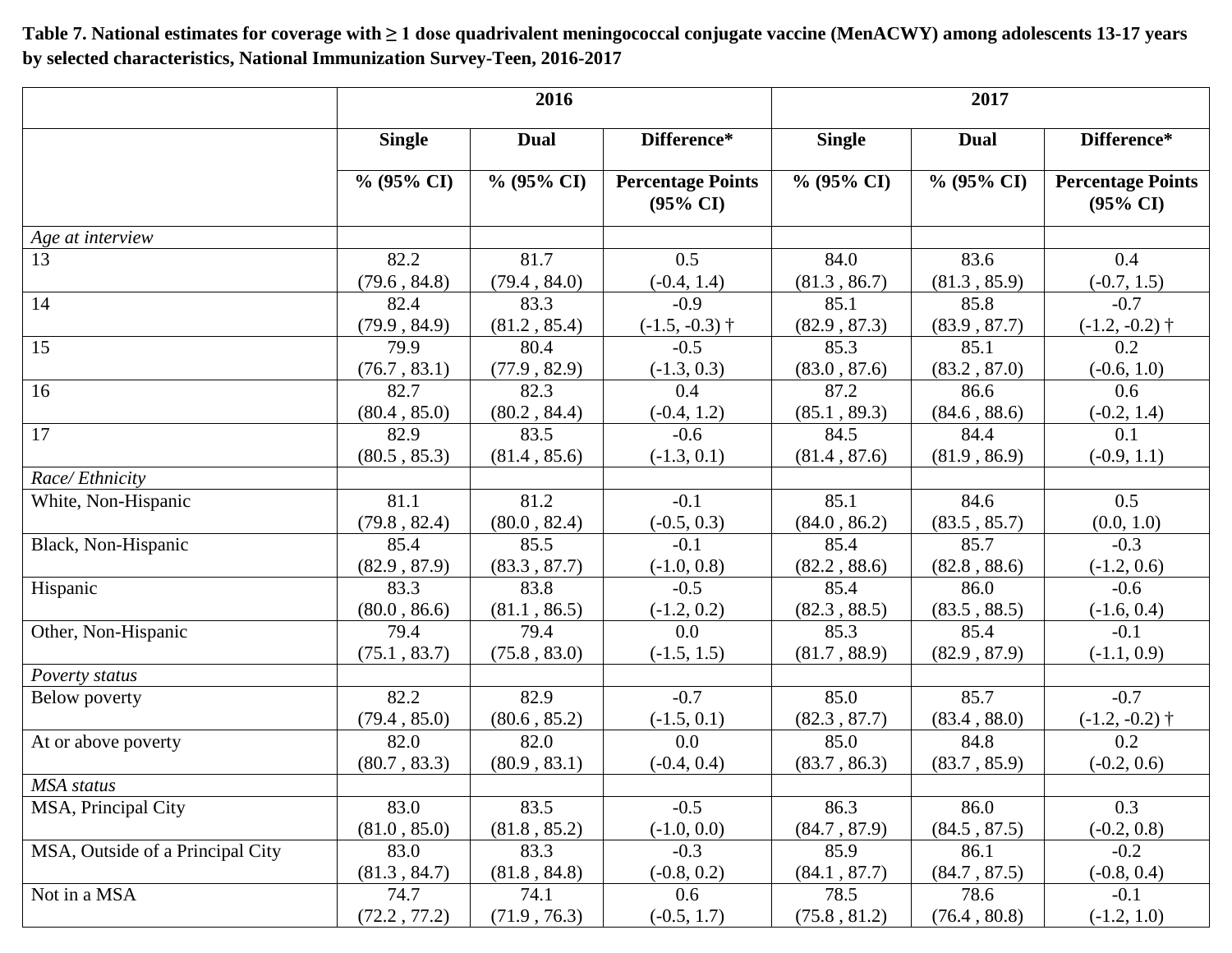**Table 7. National estimates for coverage with ≥ 1 dose quadrivalent meningococcal conjugate vaccine (MenACWY) among adolescents 13-17 years by selected characteristics, National Immunization Survey-Teen, 2016-2017**

| | 2016 | | | 2017 | | |
|---|---|---|---|---|---|---|
| | Single | Dual | Difference* | Single | Dual | Difference* |
| | % (95% CI) | % (95% CI) | Percentage Points (95% CI) | % (95% CI) | % (95% CI) | Percentage Points (95% CI) |
| *Age at interview* | | | | | | |
| 13 | 82.2 (79.6 , 84.8) | 81.7 (79.4 , 84.0) | 0.5 (-0.4, 1.4) | 84.0 (81.3 , 86.7) | 83.6 (81.3 , 85.9) | 0.4 (-0.7, 1.5) |
| 14 | 82.4 (79.9 , 84.9) | 83.3 (81.2 , 85.4) | -0.9 (-1.5, -0.3) † | 85.1 (82.9 , 87.3) | 85.8 (83.9 , 87.7) | -0.7 (-1.2, -0.2) † |
| 15 | 79.9 (76.7 , 83.1) | 80.4 (77.9 , 82.9) | -0.5 (-1.3, 0.3) | 85.3 (83.0 , 87.6) | 85.1 (83.2 , 87.0) | 0.2 (-0.6, 1.0) |
| 16 | 82.7 (80.4 , 85.0) | 82.3 (80.2 , 84.4) | 0.4 (-0.4, 1.2) | 87.2 (85.1 , 89.3) | 86.6 (84.6 , 88.6) | 0.6 (-0.2, 1.4) |
| 17 | 82.9 (80.5 , 85.3) | 83.5 (81.4 , 85.6) | -0.6 (-1.3, 0.1) | 84.5 (81.4 , 87.6) | 84.4 (81.9 , 86.9) | 0.1 (-0.9, 1.1) |
| *Race/ Ethnicity* | | | | | | |
| White, Non-Hispanic | 81.1 (79.8 , 82.4) | 81.2 (80.0 , 82.4) | -0.1 (-0.5, 0.3) | 85.1 (84.0 , 86.2) | 84.6 (83.5 , 85.7) | 0.5 (0.0, 1.0) |
| Black, Non-Hispanic | 85.4 (82.9 , 87.9) | 85.5 (83.3 , 87.7) | -0.1 (-1.0, 0.8) | 85.4 (82.2 , 88.6) | 85.7 (82.8 , 88.6) | -0.3 (-1.2, 0.6) |
| Hispanic | 83.3 (80.0 , 86.6) | 83.8 (81.1 , 86.5) | -0.5 (-1.2, 0.2) | 85.4 (82.3 , 88.5) | 86.0 (83.5 , 88.5) | -0.6 (-1.6, 0.4) |
| Other, Non-Hispanic | 79.4 (75.1 , 83.7) | 79.4 (75.8 , 83.0) | 0.0 (-1.5, 1.5) | 85.3 (81.7 , 88.9) | 85.4 (82.9 , 87.9) | -0.1 (-1.1, 0.9) |
| *Poverty status* | | | | | | |
| Below poverty | 82.2 (79.4 , 85.0) | 82.9 (80.6 , 85.2) | -0.7 (-1.5, 0.1) | 85.0 (82.3 , 87.7) | 85.7 (83.4 , 88.0) | -0.7 (-1.2, -0.2) † |
| At or above poverty | 82.0 (80.7 , 83.3) | 82.0 (80.9 , 83.1) | 0.0 (-0.4, 0.4) | 85.0 (83.7 , 86.3) | 84.8 (83.7 , 85.9) | 0.2 (-0.2, 0.6) |
| *MSA status* | | | | | | |
| MSA, Principal City | 83.0 (81.0 , 85.0) | 83.5 (81.8 , 85.2) | -0.5 (-1.0, 0.0) | 86.3 (84.7 , 87.9) | 86.0 (84.5 , 87.5) | 0.3 (-0.2, 0.8) |
| MSA, Outside of a Principal City | 83.0 (81.3 , 84.7) | 83.3 (81.8 , 84.8) | -0.3 (-0.8, 0.2) | 85.9 (84.1 , 87.7) | 86.1 (84.7 , 87.5) | -0.2 (-0.8, 0.4) |
| Not in a MSA | 74.7 (72.2 , 77.2) | 74.1 (71.9 , 76.3) | 0.6 (-0.5, 1.7) | 78.5 (75.8 , 81.2) | 78.6 (76.4 , 80.8) | -0.1 (-1.2, 1.0) |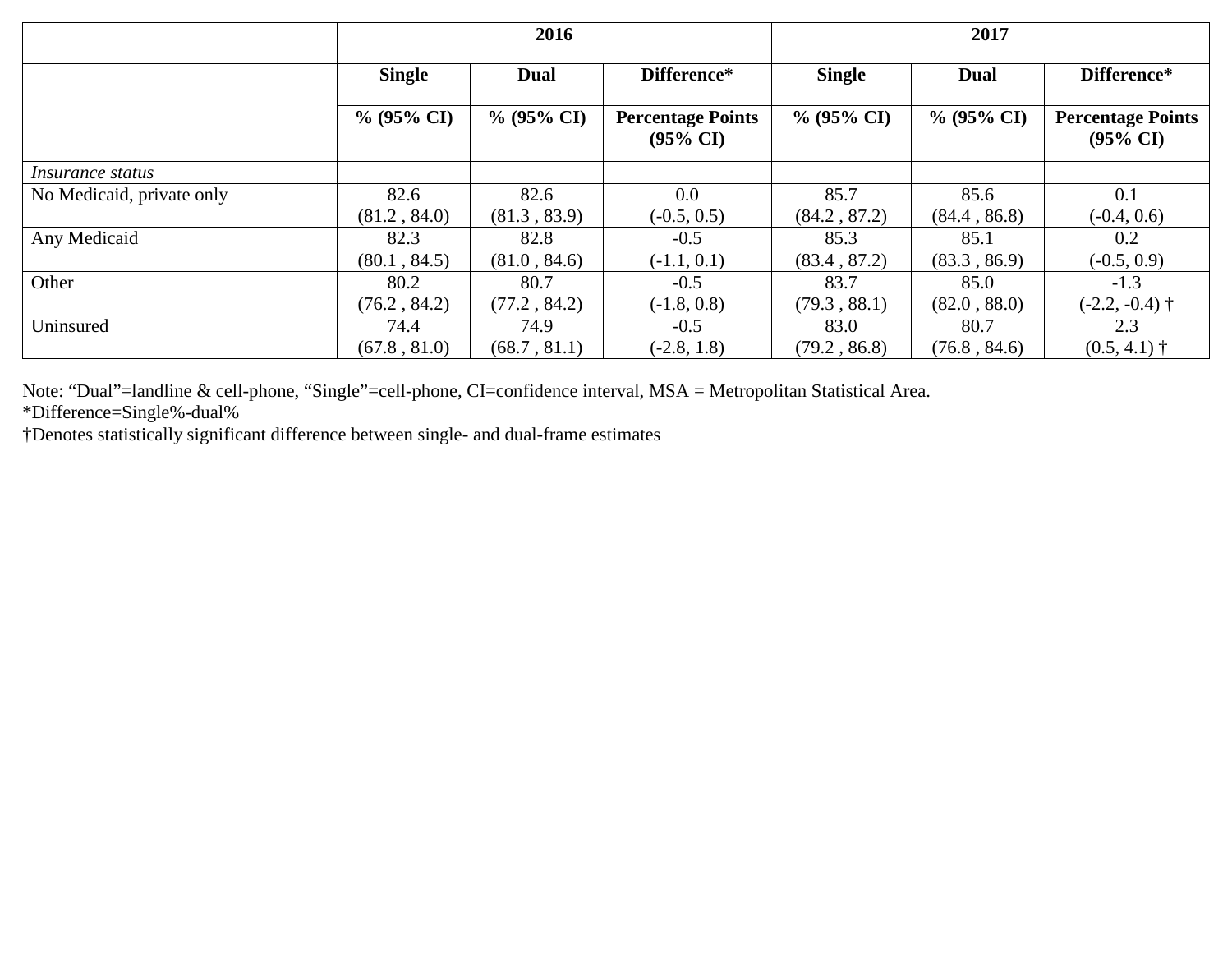| | 2016 | | | 2017 | | |
|---|---|---|---|---|---|---|
| | Single | Dual | Difference* | Single | Dual | Difference* |
| | % (95% CI) | % (95% CI) | Percentage Points (95% CI) | % (95% CI) | % (95% CI) | Percentage Points (95% CI) |
| *Insurance status* | | | | | | |
| No Medicaid, private only | 82.6 (81.2 , 84.0) | 82.6 (81.3 , 83.9) | 0.0 (-0.5, 0.5) | 85.7 (84.2 , 87.2) | 85.6 (84.4 , 86.8) | 0.1 (-0.4, 0.6) |
| Any Medicaid | 82.3 (80.1 , 84.5) | 82.8 (81.0 , 84.6) | -0.5 (-1.1, 0.1) | 85.3 (83.4 , 87.2) | 85.1 (83.3 , 86.9) | 0.2 (-0.5, 0.9) |
| Other | 80.2 (76.2 , 84.2) | 80.7 (77.2 , 84.2) | -0.5 (-1.8, 0.8) | 83.7 (79.3 , 88.1) | 85.0 (82.0 , 88.0) | -1.3 (-2.2, -0.4) † |
| Uninsured | 74.4 (67.8 , 81.0) | 74.9 (68.7 , 81.1) | -0.5 (-2.8, 1.8) | 83.0 (79.2 , 86.8) | 80.7 (76.8 , 84.6) | 2.3 (0.5, 4.1) † |

Note: "Dual"=landline & cell-phone, "Single"=cell-phone, CI=confidence interval, MSA = Metropolitan Statistical Area.
*Difference=Single%-dual%
†Denotes statistically significant difference between single- and dual-frame estimates